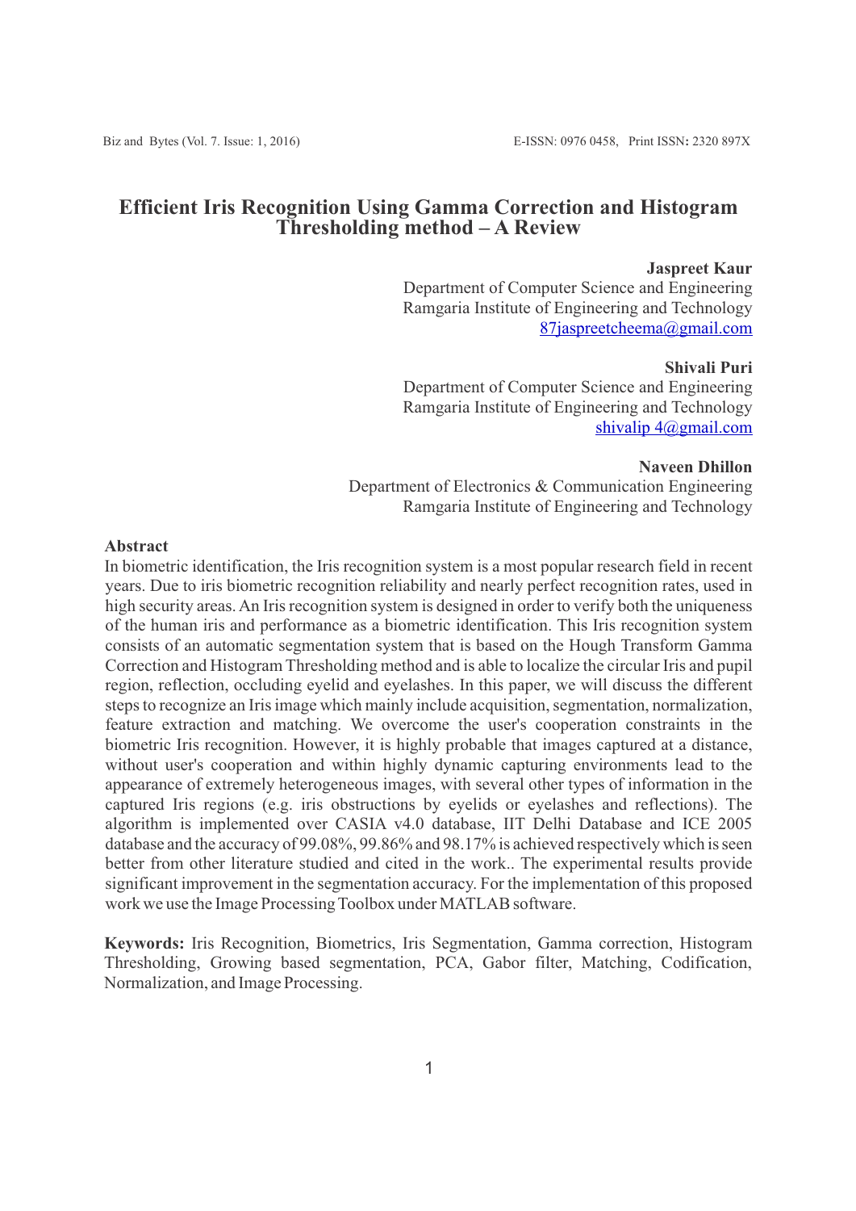# Efficient Iris Recognition Using Gamma Correction and Histogram Thresholding method – A Review

**Jaspreet Kaur**
Department of Computer Science and Engineering
Ramgaria Institute of Engineering and Technology
87jaspreetcheema@gmail.com

**Shivali Puri**
Department of Computer Science and Engineering
Ramgaria Institute of Engineering and Technology
shivalip 4@gmail.com

**Naveen Dhillon**
Department of Electronics & Communication Engineering
Ramgaria Institute of Engineering and Technology

## Abstract

In biometric identification, the Iris recognition system is a most popular research field in recent years. Due to iris biometric recognition reliability and nearly perfect recognition rates, used in high security areas. An Iris recognition system is designed in order to verify both the uniqueness of the human iris and performance as a biometric identification. This Iris recognition system consists of an automatic segmentation system that is based on the Hough Transform Gamma Correction and Histogram Thresholding method and is able to localize the circular Iris and pupil region, reflection, occluding eyelid and eyelashes. In this paper, we will discuss the different steps to recognize an Iris image which mainly include acquisition, segmentation, normalization, feature extraction and matching. We overcome the user's cooperation constraints in the biometric Iris recognition. However, it is highly probable that images captured at a distance, without user's cooperation and within highly dynamic capturing environments lead to the appearance of extremely heterogeneous images, with several other types of information in the captured Iris regions (e.g. iris obstructions by eyelids or eyelashes and reflections). The algorithm is implemented over CASIA v4.0 database, IIT Delhi Database and ICE 2005 database and the accuracy of 99.08%, 99.86% and 98.17% is achieved respectively which is seen better from other literature studied and cited in the work.. The experimental results provide significant improvement in the segmentation accuracy. For the implementation of this proposed work we use the Image Processing Toolbox under MATLAB software.

**Keywords:** Iris Recognition, Biometrics, Iris Segmentation, Gamma correction, Histogram Thresholding, Growing based segmentation, PCA, Gabor filter, Matching, Codification, Normalization, and Image Processing.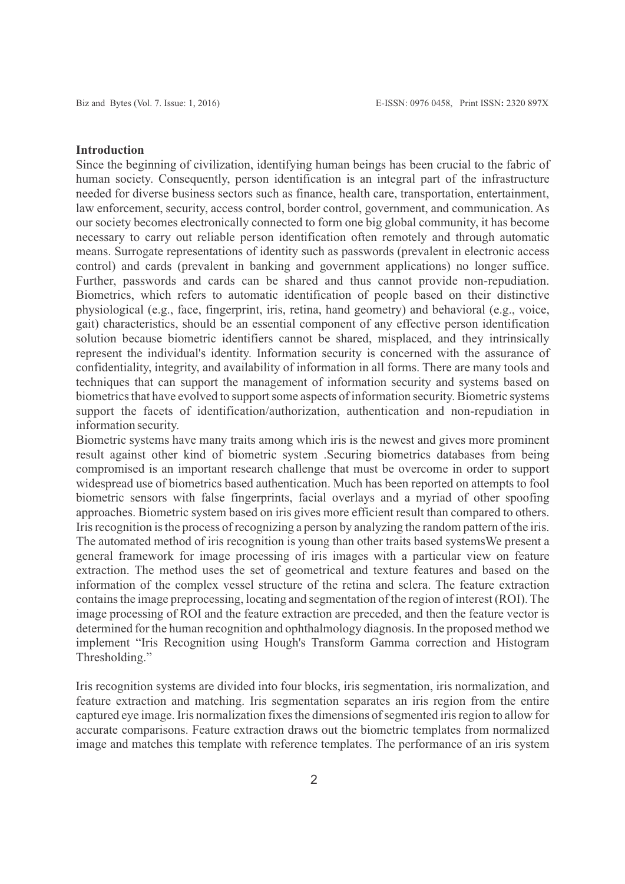## Introduction

Since the beginning of civilization, identifying human beings has been crucial to the fabric of human society. Consequently, person identification is an integral part of the infrastructure needed for diverse business sectors such as finance, health care, transportation, entertainment, law enforcement, security, access control, border control, government, and communication. As our society becomes electronically connected to form one big global community, it has become necessary to carry out reliable person identification often remotely and through automatic means. Surrogate representations of identity such as passwords (prevalent in electronic access control) and cards (prevalent in banking and government applications) no longer suffice. Further, passwords and cards can be shared and thus cannot provide non-repudiation. Biometrics, which refers to automatic identification of people based on their distinctive physiological (e.g., face, fingerprint, iris, retina, hand geometry) and behavioral (e.g., voice, gait) characteristics, should be an essential component of any effective person identification solution because biometric identifiers cannot be shared, misplaced, and they intrinsically represent the individual's identity. Information security is concerned with the assurance of confidentiality, integrity, and availability of information in all forms. There are many tools and techniques that can support the management of information security and systems based on biometrics that have evolved to support some aspects of information security. Biometric systems support the facets of identification/authorization, authentication and non-repudiation in information security.

Biometric systems have many traits among which iris is the newest and gives more prominent result against other kind of biometric system .Securing biometrics databases from being compromised is an important research challenge that must be overcome in order to support widespread use of biometrics based authentication. Much has been reported on attempts to fool biometric sensors with false fingerprints, facial overlays and a myriad of other spoofing approaches. Biometric system based on iris gives more efficient result than compared to others. Iris recognition is the process of recognizing a person by analyzing the random pattern of the iris. The automated method of iris recognition is young than other traits based systemsWe present a general framework for image processing of iris images with a particular view on feature extraction. The method uses the set of geometrical and texture features and based on the information of the complex vessel structure of the retina and sclera. The feature extraction contains the image preprocessing, locating and segmentation of the region of interest (ROI). The image processing of ROI and the feature extraction are preceded, and then the feature vector is determined for the human recognition and ophthalmology diagnosis. In the proposed method we implement "Iris Recognition using Hough's Transform Gamma correction and Histogram Thresholding."

Iris recognition systems are divided into four blocks, iris segmentation, iris normalization, and feature extraction and matching. Iris segmentation separates an iris region from the entire captured eye image. Iris normalization fixes the dimensions of segmented iris region to allow for accurate comparisons. Feature extraction draws out the biometric templates from normalized image and matches this template with reference templates. The performance of an iris system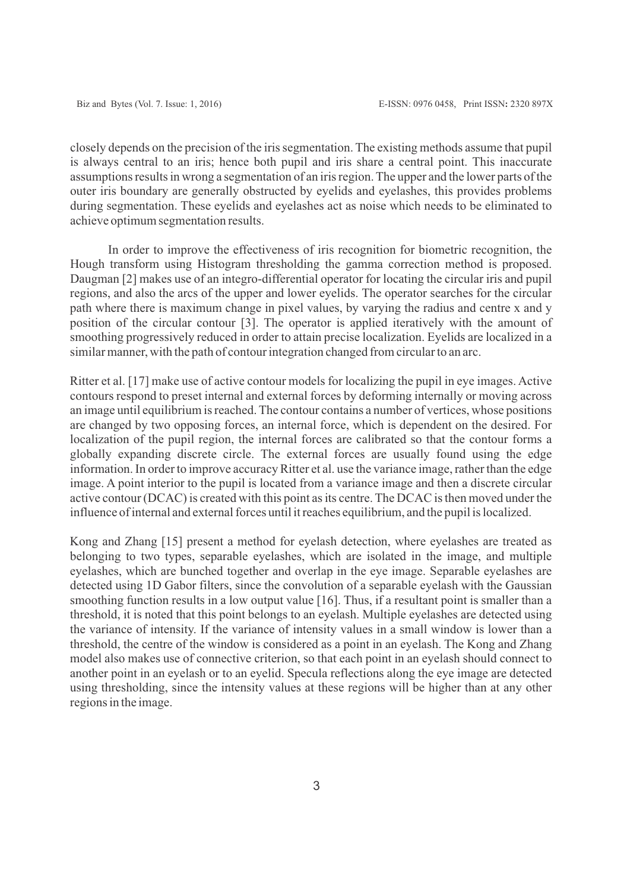closely depends on the precision of the iris segmentation. The existing methods assume that pupil is always central to an iris; hence both pupil and iris share a central point. This inaccurate assumptions results in wrong a segmentation of an iris region. The upper and the lower parts of the outer iris boundary are generally obstructed by eyelids and eyelashes, this provides problems during segmentation. These eyelids and eyelashes act as noise which needs to be eliminated to achieve optimum segmentation results.

In order to improve the effectiveness of iris recognition for biometric recognition, the Hough transform using Histogram thresholding the gamma correction method is proposed. Daugman [2] makes use of an integro-differential operator for locating the circular iris and pupil regions, and also the arcs of the upper and lower eyelids. The operator searches for the circular path where there is maximum change in pixel values, by varying the radius and centre x and y position of the circular contour [3]. The operator is applied iteratively with the amount of smoothing progressively reduced in order to attain precise localization. Eyelids are localized in a similar manner, with the path of contour integration changed from circular to an arc.

Ritter et al. [17] make use of active contour models for localizing the pupil in eye images. Active contours respond to preset internal and external forces by deforming internally or moving across an image until equilibrium is reached. The contour contains a number of vertices, whose positions are changed by two opposing forces, an internal force, which is dependent on the desired. For localization of the pupil region, the internal forces are calibrated so that the contour forms a globally expanding discrete circle. The external forces are usually found using the edge information. In order to improve accuracy Ritter et al. use the variance image, rather than the edge image. A point interior to the pupil is located from a variance image and then a discrete circular active contour (DCAC) is created with this point as its centre. The DCAC is then moved under the influence of internal and external forces until it reaches equilibrium, and the pupil is localized.

Kong and Zhang [15] present a method for eyelash detection, where eyelashes are treated as belonging to two types, separable eyelashes, which are isolated in the image, and multiple eyelashes, which are bunched together and overlap in the eye image. Separable eyelashes are detected using 1D Gabor filters, since the convolution of a separable eyelash with the Gaussian smoothing function results in a low output value [16]. Thus, if a resultant point is smaller than a threshold, it is noted that this point belongs to an eyelash. Multiple eyelashes are detected using the variance of intensity. If the variance of intensity values in a small window is lower than a threshold, the centre of the window is considered as a point in an eyelash. The Kong and Zhang model also makes use of connective criterion, so that each point in an eyelash should connect to another point in an eyelash or to an eyelid. Specula reflections along the eye image are detected using thresholding, since the intensity values at these regions will be higher than at any other regions in the image.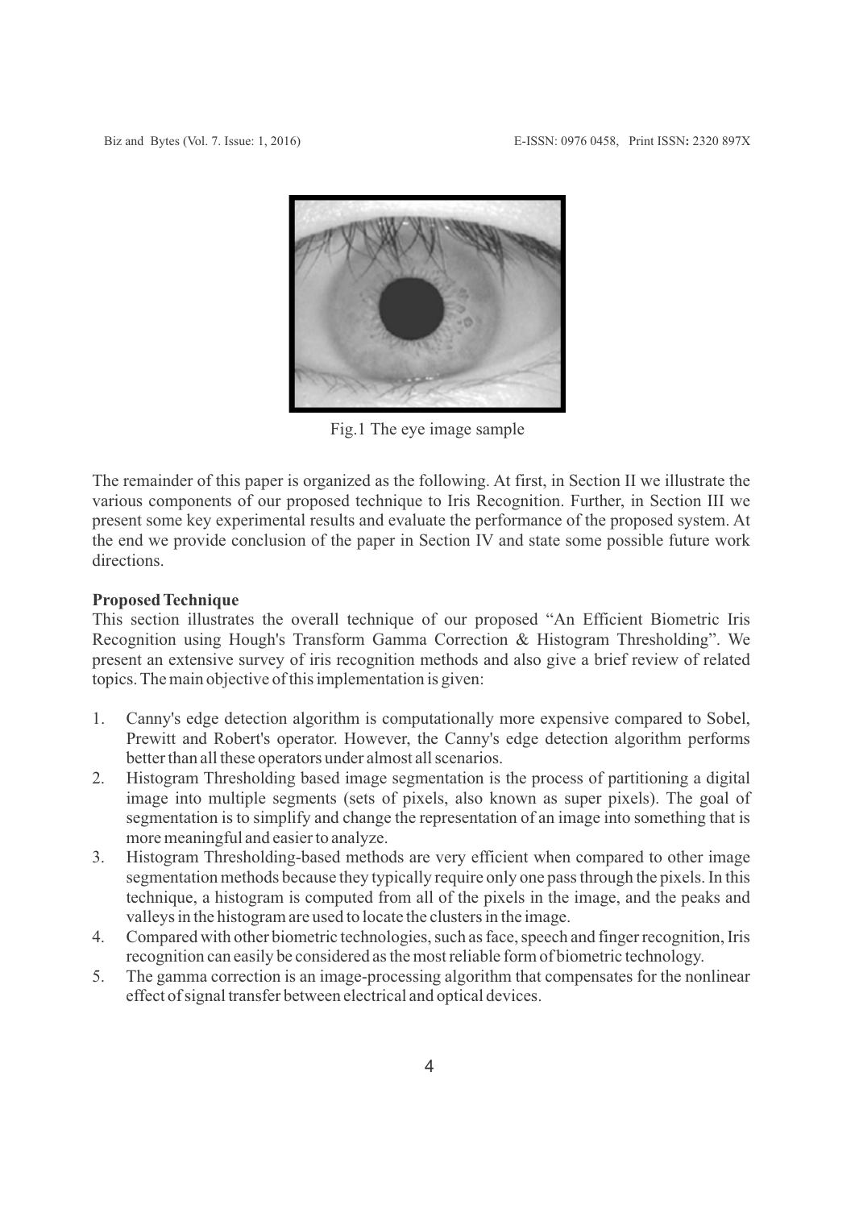Fig.1 The eye image sample

The remainder of this paper is organized as the following. At first, in Section II we illustrate the various components of our proposed technique to Iris Recognition. Further, in Section III we present some key experimental results and evaluate the performance of the proposed system. At the end we provide conclusion of the paper in Section IV and state some possible future work directions.

**Proposed Technique**

This section illustrates the overall technique of our proposed "An Efficient Biometric Iris Recognition using Hough's Transform Gamma Correction & Histogram Thresholding". We present an extensive survey of iris recognition methods and also give a brief review of related topics. The main objective of this implementation is given:

1. Canny's edge detection algorithm is computationally more expensive compared to Sobel, Prewitt and Robert's operator. However, the Canny's edge detection algorithm performs better than all these operators under almost all scenarios.
2. Histogram Thresholding based image segmentation is the process of partitioning a digital image into multiple segments (sets of pixels, also known as super pixels). The goal of segmentation is to simplify and change the representation of an image into something that is more meaningful and easier to analyze.
3. Histogram Thresholding-based methods are very efficient when compared to other image segmentation methods because they typically require only one pass through the pixels. In this technique, a histogram is computed from all of the pixels in the image, and the peaks and valleys in the histogram are used to locate the clusters in the image.
4. Compared with other biometric technologies, such as face, speech and finger recognition, Iris recognition can easily be considered as the most reliable form of biometric technology.
5. The gamma correction is an image-processing algorithm that compensates for the nonlinear effect of signal transfer between electrical and optical devices.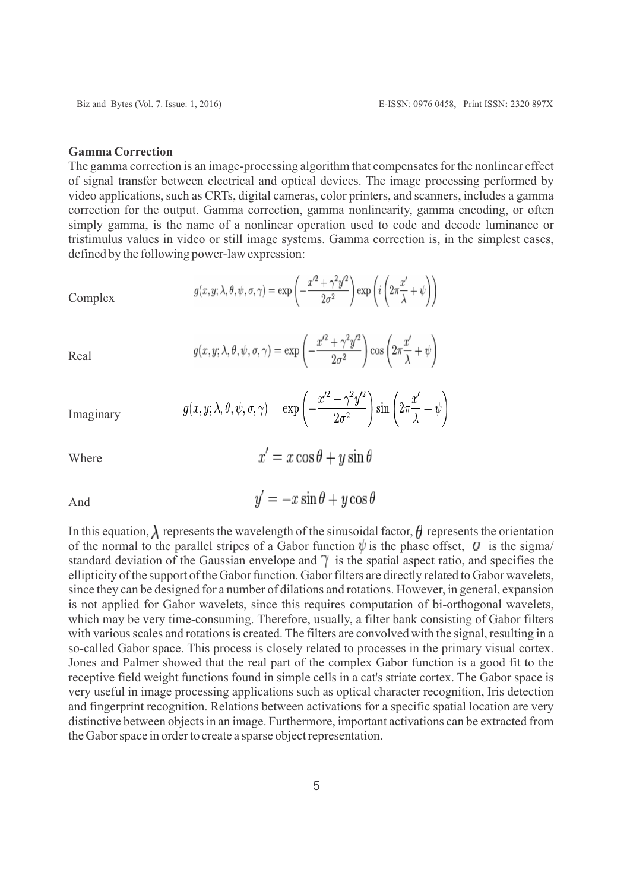**Gamma Correction**

The gamma correction is an image-processing algorithm that compensates for the nonlinear effect of signal transfer between electrical and optical devices. The image processing performed by video applications, such as CRTs, digital cameras, color printers, and scanners, includes a gamma correction for the output. Gamma correction, gamma nonlinearity, gamma encoding, or often simply gamma, is the name of a nonlinear operation used to code and decode luminance or tristimulus values in video or still image systems. Gamma correction is, in the simplest cases, defined by the following power-law expression:

Complex

$$g(x,y;\lambda,\theta,\psi,\sigma,\gamma) = \exp\left(-\frac{x'^2+\gamma^2 y'^2}{2\sigma^2}\right)\exp\left(i\left(2\pi\frac{x'}{\lambda}+\psi\right)\right)$$

Real

$$g(x,y;\lambda,\theta,\psi,\sigma,\gamma) = \exp\left(-\frac{x'^2+\gamma^2 y'^2}{2\sigma^2}\right)\cos\left(2\pi\frac{x'}{\lambda}+\psi\right)$$

Imaginary

$$g(x,y;\lambda,\theta,\psi,\sigma,\gamma) = \exp\left(-\frac{x'^2+\gamma^2 y'^2}{2\sigma^2}\right)\sin\left(2\pi\frac{x'}{\lambda}+\psi\right)$$

Where

$$x' = x\cos\theta + y\sin\theta$$

And

$$y' = -x\sin\theta + y\cos\theta$$

In this equation, $\lambda$ represents the wavelength of the sinusoidal factor, $\theta$ represents the orientation of the normal to the parallel stripes of a Gabor function $\psi$ is the phase offset, $\sigma$ is the sigma/standard deviation of the Gaussian envelope and $\gamma$ is the spatial aspect ratio, and specifies the ellipticity of the support of the Gabor function. Gabor filters are directly related to Gabor wavelets, since they can be designed for a number of dilations and rotations. However, in general, expansion is not applied for Gabor wavelets, since this requires computation of bi-orthogonal wavelets, which may be very time-consuming. Therefore, usually, a filter bank consisting of Gabor filters with various scales and rotations is created. The filters are convolved with the signal, resulting in a so-called Gabor space. This process is closely related to processes in the primary visual cortex. Jones and Palmer showed that the real part of the complex Gabor function is a good fit to the receptive field weight functions found in simple cells in a cat's striate cortex. The Gabor space is very useful in image processing applications such as optical character recognition, Iris detection and fingerprint recognition. Relations between activations for a specific spatial location are very distinctive between objects in an image. Furthermore, important activations can be extracted from the Gabor space in order to create a sparse object representation.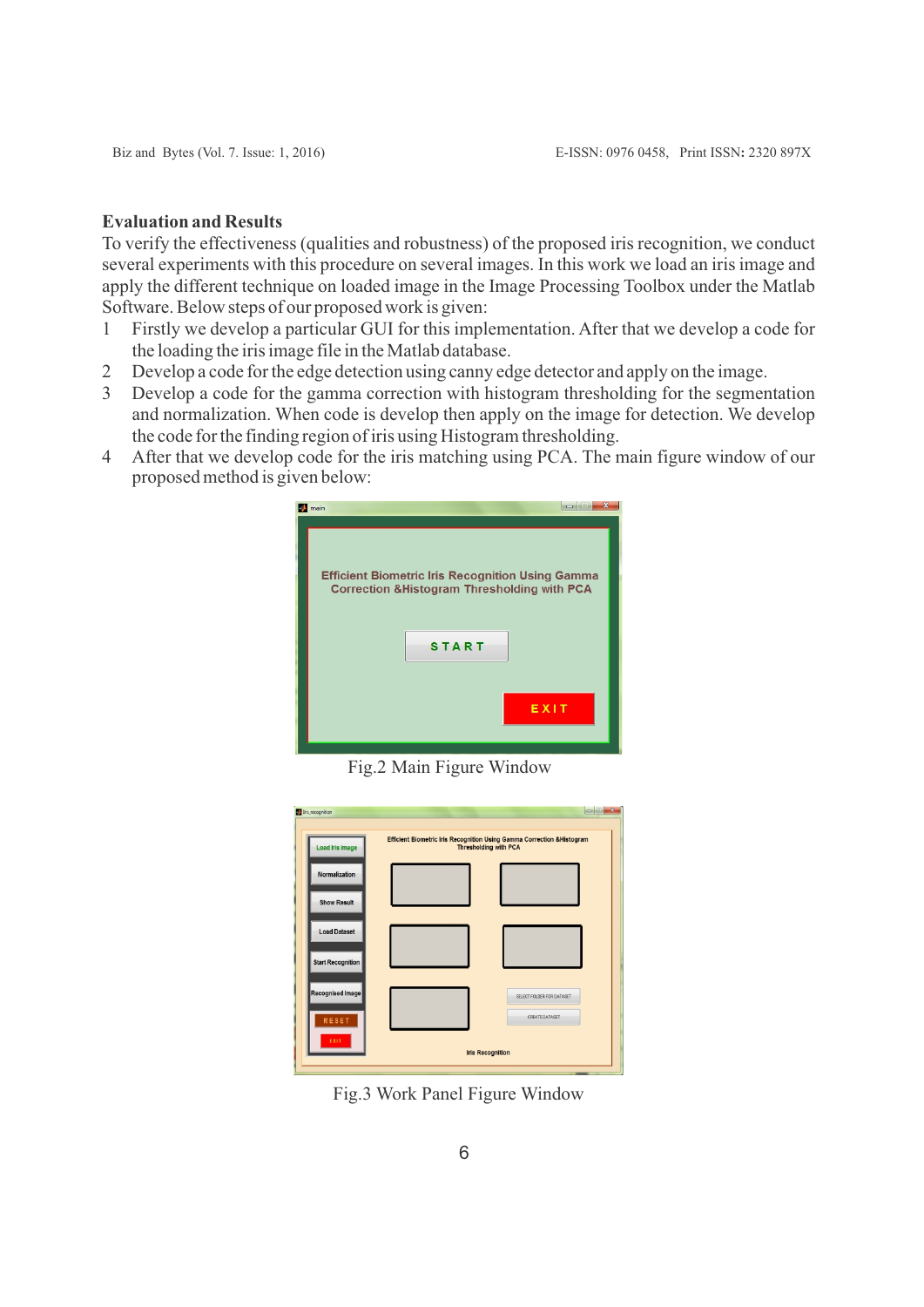## Evaluation and Results

To verify the effectiveness (qualities and robustness) of the proposed iris recognition, we conduct several experiments with this procedure on several images. In this work we load an iris image and apply the different technique on loaded image in the Image Processing Toolbox under the Matlab Software. Below steps of our proposed work is given:

1. Firstly we develop a particular GUI for this implementation. After that we develop a code for the loading the iris image file in the Matlab database.
2. Develop a code for the edge detection using canny edge detector and apply on the image.
3. Develop a code for the gamma correction with histogram thresholding for the segmentation and normalization. When code is develop then apply on the image for detection. We develop the code for the finding region of iris using Histogram thresholding.
4. After that we develop code for the iris matching using PCA. The main figure window of our proposed method is given below:

Fig.2 Main Figure Window

Fig.3 Work Panel Figure Window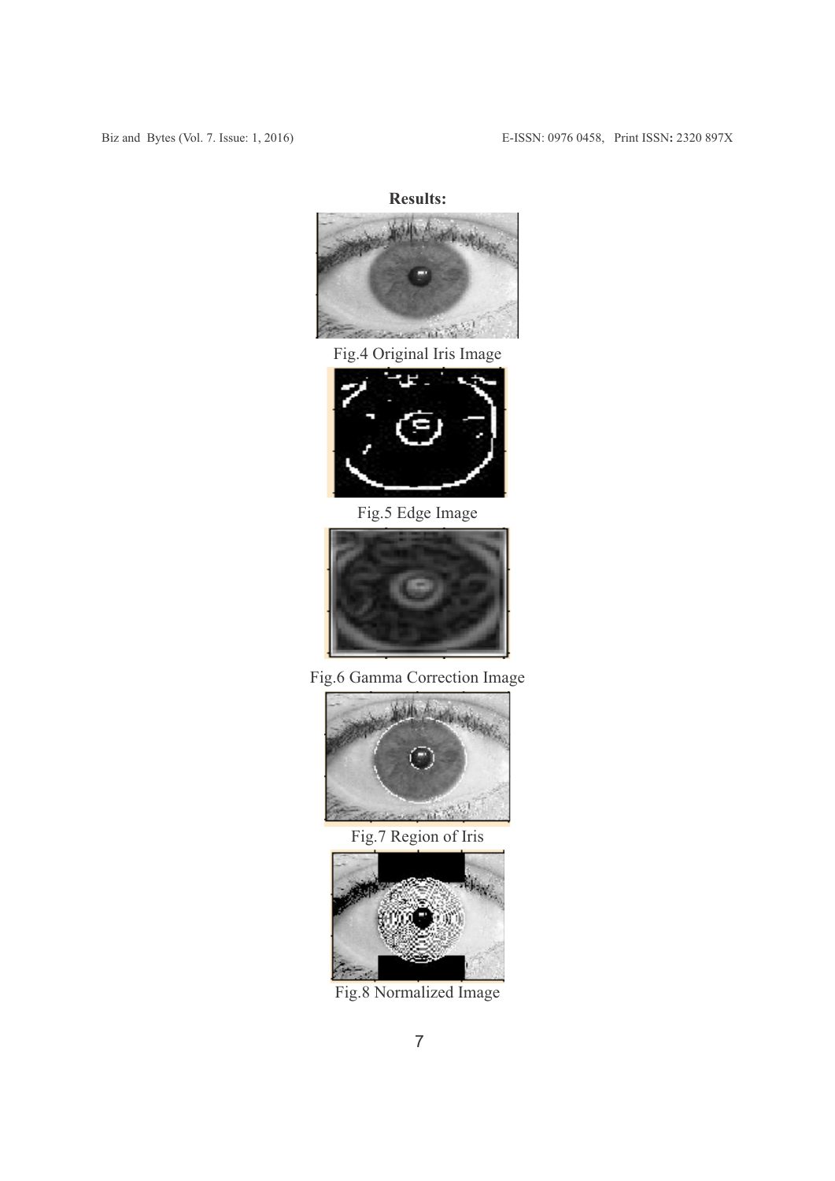**Results:**

Fig.4 Original Iris Image

Fig.5 Edge Image

Fig.6 Gamma Correction Image

Fig.7 Region of Iris

Fig.8 Normalized Image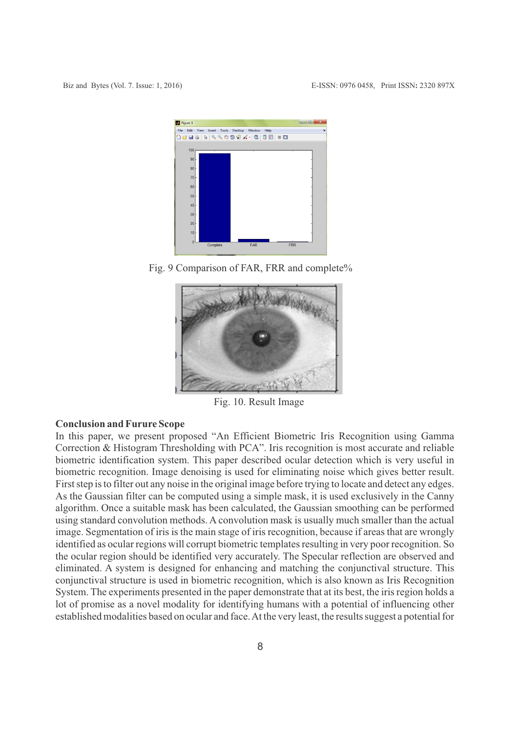Fig. 9 Comparison of FAR, FRR and complete%

Fig. 10. Result Image

**Conclusion and Furure Scope**

In this paper, we present proposed "An Efficient Biometric Iris Recognition using Gamma Correction & Histogram Thresholding with PCA". Iris recognition is most accurate and reliable biometric identification system. This paper described ocular detection which is very useful in biometric recognition. Image denoising is used for eliminating noise which gives better result. First step is to filter out any noise in the original image before trying to locate and detect any edges. As the Gaussian filter can be computed using a simple mask, it is used exclusively in the Canny algorithm. Once a suitable mask has been calculated, the Gaussian smoothing can be performed using standard convolution methods. A convolution mask is usually much smaller than the actual image. Segmentation of iris is the main stage of iris recognition, because if areas that are wrongly identified as ocular regions will corrupt biometric templates resulting in very poor recognition. So the ocular region should be identified very accurately. The Specular reflection are observed and eliminated. A system is designed for enhancing and matching the conjunctival structure. This conjunctival structure is used in biometric recognition, which is also known as Iris Recognition System. The experiments presented in the paper demonstrate that at its best, the iris region holds a lot of promise as a novel modality for identifying humans with a potential of influencing other established modalities based on ocular and face. At the very least, the results suggest a potential for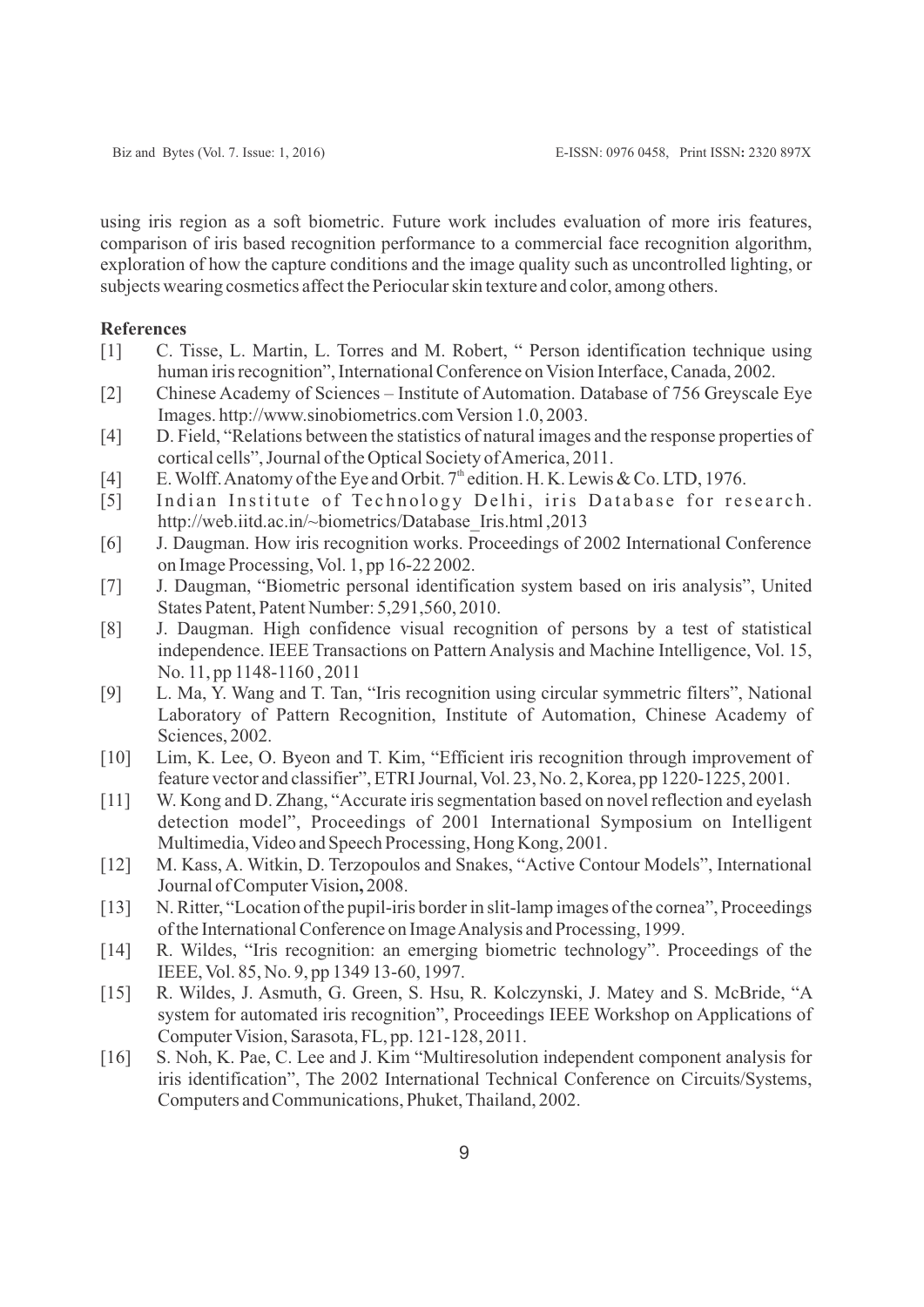using iris region as a soft biometric. Future work includes evaluation of more iris features, comparison of iris based recognition performance to a commercial face recognition algorithm, exploration of how the capture conditions and the image quality such as uncontrolled lighting, or subjects wearing cosmetics affect the Periocular skin texture and color, among others.

**References**

[1] C. Tisse, L. Martin, L. Torres and M. Robert, " Person identification technique using human iris recognition", International Conference on Vision Interface, Canada, 2002.

[2] Chinese Academy of Sciences – Institute of Automation. Database of 756 Greyscale Eye Images. http://www.sinobiometrics.com Version 1.0, 2003.

[4] D. Field, "Relations between the statistics of natural images and the response properties of cortical cells", Journal of the Optical Society of America, 2011.

[4] E. Wolff. Anatomy of the Eye and Orbit. 7th edition. H. K. Lewis & Co. LTD, 1976.

[5] Indian Institute of Technology Delhi, iris Database for research. http://web.iitd.ac.in/~biometrics/Database_Iris.html ,2013

[6] J. Daugman. How iris recognition works. Proceedings of 2002 International Conference on Image Processing, Vol. 1, pp 16-22 2002.

[7] J. Daugman, "Biometric personal identification system based on iris analysis", United States Patent, Patent Number: 5,291,560, 2010.

[8] J. Daugman. High confidence visual recognition of persons by a test of statistical independence. IEEE Transactions on Pattern Analysis and Machine Intelligence, Vol. 15, No. 11, pp 1148-1160 , 2011

[9] L. Ma, Y. Wang and T. Tan, "Iris recognition using circular symmetric filters", National Laboratory of Pattern Recognition, Institute of Automation, Chinese Academy of Sciences, 2002.

[10] Lim, K. Lee, O. Byeon and T. Kim, "Efficient iris recognition through improvement of feature vector and classifier", ETRI Journal, Vol. 23, No. 2, Korea, pp 1220-1225, 2001.

[11] W. Kong and D. Zhang, "Accurate iris segmentation based on novel reflection and eyelash detection model", Proceedings of 2001 International Symposium on Intelligent Multimedia, Video and Speech Processing, Hong Kong, 2001.

[12] M. Kass, A. Witkin, D. Terzopoulos and Snakes, "Active Contour Models", International Journal of Computer Vision**,** 2008.

[13] N. Ritter, "Location of the pupil-iris border in slit-lamp images of the cornea", Proceedings of the International Conference on Image Analysis and Processing, 1999.

[14] R. Wildes, "Iris recognition: an emerging biometric technology". Proceedings of the IEEE, Vol. 85, No. 9, pp 1349 13-60, 1997.

[15] R. Wildes, J. Asmuth, G. Green, S. Hsu, R. Kolczynski, J. Matey and S. McBride, "A system for automated iris recognition", Proceedings IEEE Workshop on Applications of Computer Vision, Sarasota, FL, pp. 121-128, 2011.

[16] S. Noh, K. Pae, C. Lee and J. Kim "Multiresolution independent component analysis for iris identification", The 2002 International Technical Conference on Circuits/Systems, Computers and Communications, Phuket, Thailand, 2002.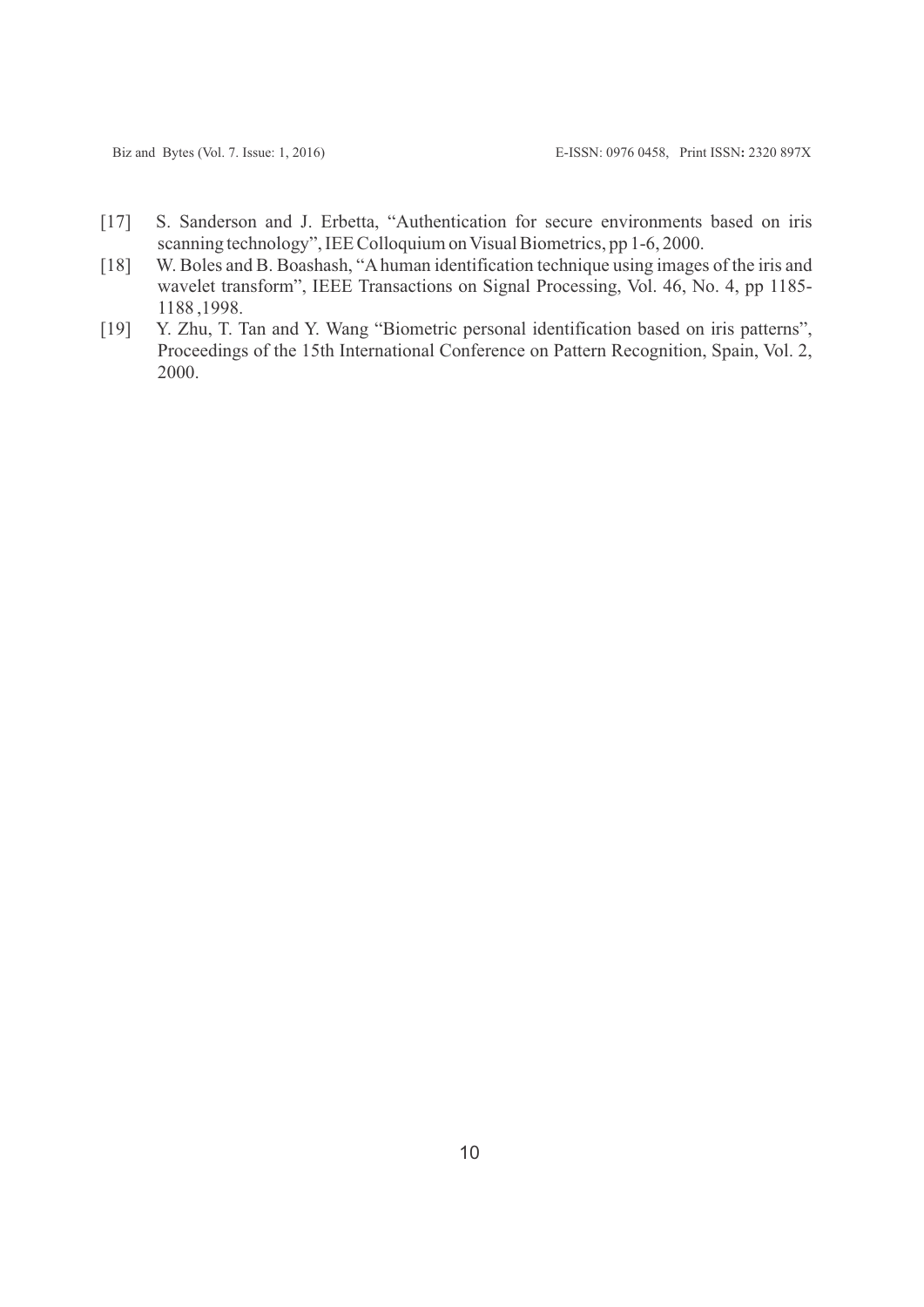[17] S. Sanderson and J. Erbetta, “Authentication for secure environments based on iris scanning technology”, IEE Colloquium on Visual Biometrics, pp 1-6, 2000.

[18] W. Boles and B. Boashash, “A human identification technique using images of the iris and wavelet transform”, IEEE Transactions on Signal Processing, Vol. 46, No. 4, pp 1185-1188 ,1998.

[19] Y. Zhu, T. Tan and Y. Wang “Biometric personal identification based on iris patterns”, Proceedings of the 15th International Conference on Pattern Recognition, Spain, Vol. 2, 2000.